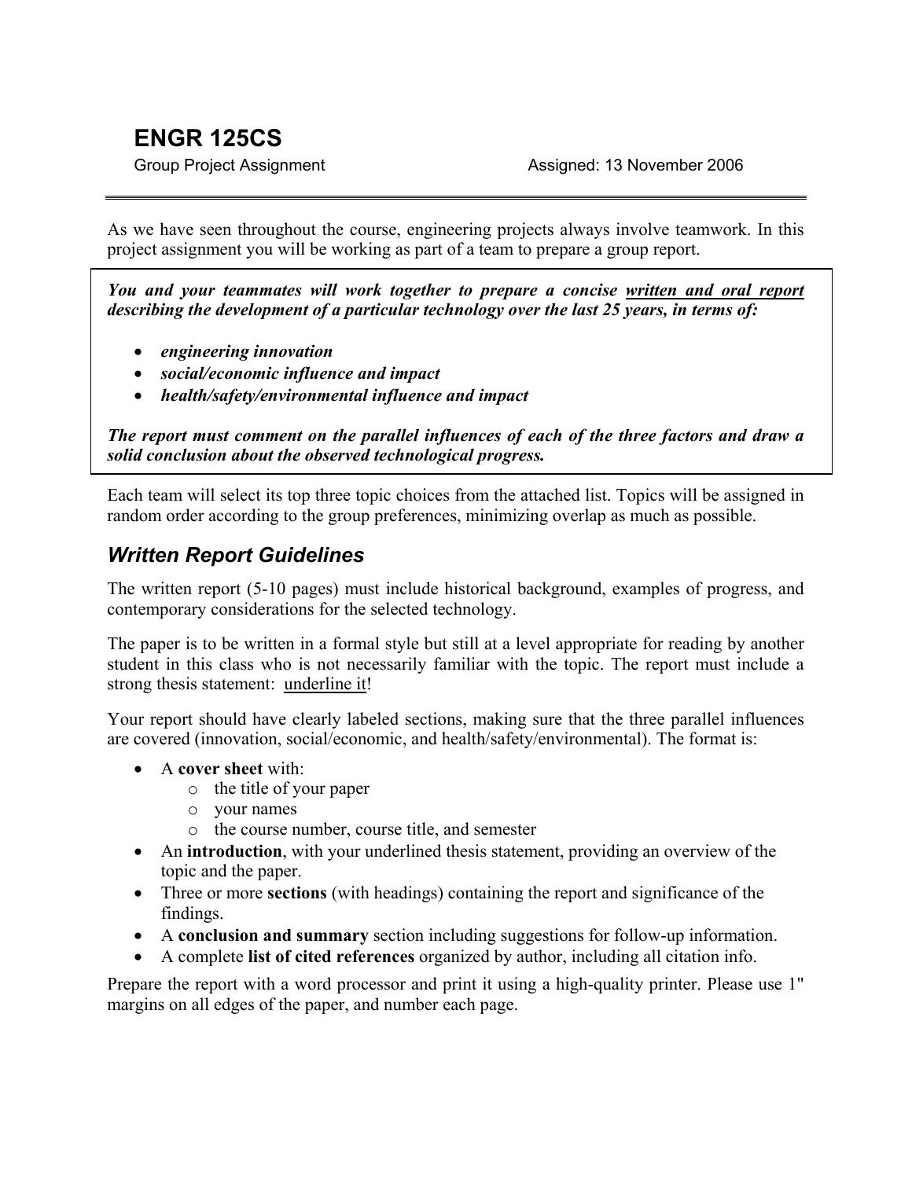# ENGR 125CS

Group Project Assignment — Assigned: 13 November 2006

---

As we have seen throughout the course, engineering projects always involve teamwork. In this project assignment you will be working as part of a team to prepare a group report.

***You and your teammates will work together to prepare a concise <u>written and oral report</u> describing the development of a particular technology over the last 25 years, in terms of:***

- ***engineering innovation***
- ***social/economic influence and impact***
- ***health/safety/environmental influence and impact***

***The report must comment on the parallel influences of each of the three factors and draw a solid conclusion about the observed technological progress.***

Each team will select its top three topic choices from the attached list. Topics will be assigned in random order according to the group preferences, minimizing overlap as much as possible.

## *Written Report Guidelines*

The written report (5-10 pages) must include historical background, examples of progress, and contemporary considerations for the selected technology.

The paper is to be written in a formal style but still at a level appropriate for reading by another student in this class who is not necessarily familiar with the topic. The report must include a strong thesis statement: <u>underline it</u>!

Your report should have clearly labeled sections, making sure that the three parallel influences are covered (innovation, social/economic, and health/safety/environmental). The format is:

- A **cover sheet** with:
  - the title of your paper
  - your names
  - the course number, course title, and semester
- An **introduction**, with your underlined thesis statement, providing an overview of the topic and the paper.
- Three or more **sections** (with headings) containing the report and significance of the findings.
- A **conclusion and summary** section including suggestions for follow-up information.
- A complete **list of cited references** organized by author, including all citation info.

Prepare the report with a word processor and print it using a high-quality printer. Please use 1" margins on all edges of the paper, and number each page.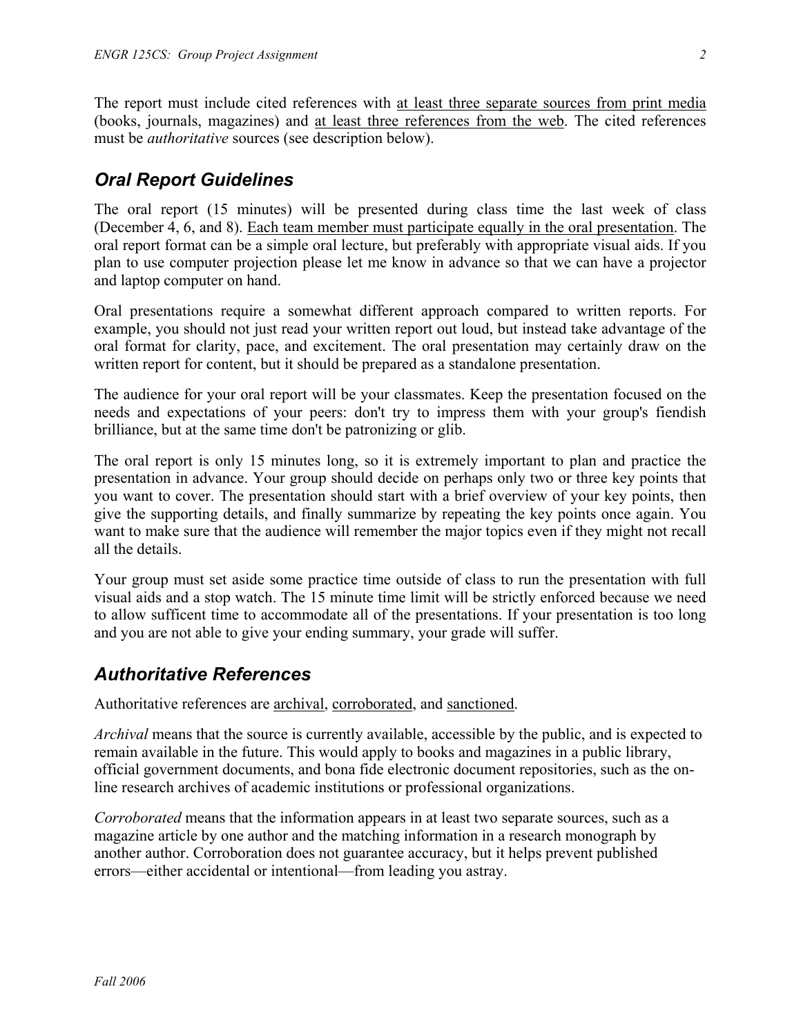The report must include cited references with <u>at least three separate sources from print media</u> (books, journals, magazines) and <u>at least three references from the web</u>. The cited references must be *authoritative* sources (see description below).

## *Oral Report Guidelines*

The oral report (15 minutes) will be presented during class time the last week of class (December 4, 6, and 8). <u>Each team member must participate equally in the oral presentation</u>. The oral report format can be a simple oral lecture, but preferably with appropriate visual aids. If you plan to use computer projection please let me know in advance so that we can have a projector and laptop computer on hand.

Oral presentations require a somewhat different approach compared to written reports. For example, you should not just read your written report out loud, but instead take advantage of the oral format for clarity, pace, and excitement. The oral presentation may certainly draw on the written report for content, but it should be prepared as a standalone presentation.

The audience for your oral report will be your classmates. Keep the presentation focused on the needs and expectations of your peers: don't try to impress them with your group's fiendish brilliance, but at the same time don't be patronizing or glib.

The oral report is only 15 minutes long, so it is extremely important to plan and practice the presentation in advance. Your group should decide on perhaps only two or three key points that you want to cover. The presentation should start with a brief overview of your key points, then give the supporting details, and finally summarize by repeating the key points once again. You want to make sure that the audience will remember the major topics even if they might not recall all the details.

Your group must set aside some practice time outside of class to run the presentation with full visual aids and a stop watch. The 15 minute time limit will be strictly enforced because we need to allow sufficent time to accommodate all of the presentations. If your presentation is too long and you are not able to give your ending summary, your grade will suffer.

## *Authoritative References*

Authoritative references are <u>archival</u>, <u>corroborated</u>, and <u>sanctioned</u>.

*Archival* means that the source is currently available, accessible by the public, and is expected to remain available in the future. This would apply to books and magazines in a public library, official government documents, and bona fide electronic document repositories, such as the on-line research archives of academic institutions or professional organizations.

*Corroborated* means that the information appears in at least two separate sources, such as a magazine article by one author and the matching information in a research monograph by another author. Corroboration does not guarantee accuracy, but it helps prevent published errors—either accidental or intentional—from leading you astray.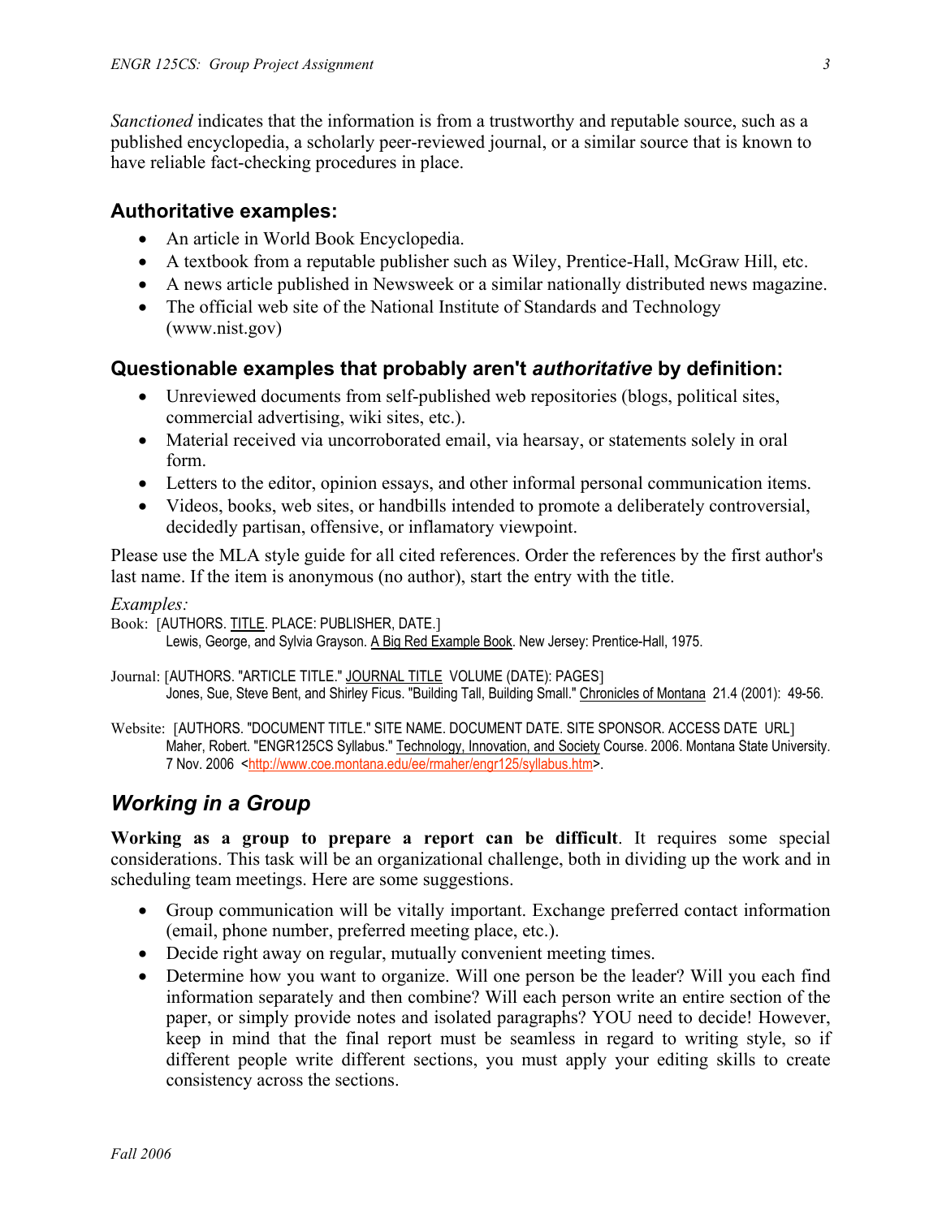*Sanctioned* indicates that the information is from a trustworthy and reputable source, such as a published encyclopedia, a scholarly peer-reviewed journal, or a similar source that is known to have reliable fact-checking procedures in place.

### Authoritative examples:

- An article in World Book Encyclopedia.
- A textbook from a reputable publisher such as Wiley, Prentice-Hall, McGraw Hill, etc.
- A news article published in Newsweek or a similar nationally distributed news magazine.
- The official web site of the National Institute of Standards and Technology (www.nist.gov)

### Questionable examples that probably aren't *authoritative* by definition:

- Unreviewed documents from self-published web repositories (blogs, political sites, commercial advertising, wiki sites, etc.).
- Material received via uncorroborated email, via hearsay, or statements solely in oral form.
- Letters to the editor, opinion essays, and other informal personal communication items.
- Videos, books, web sites, or handbills intended to promote a deliberately controversial, decidedly partisan, offensive, or inflammatory viewpoint.

Please use the MLA style guide for all cited references. Order the references by the first author's last name. If the item is anonymous (no author), start the entry with the title.

*Examples:*

Book: [AUTHORS. TITLE. PLACE: PUBLISHER, DATE.]
Lewis, George, and Sylvia Grayson. A Big Red Example Book. New Jersey: Prentice-Hall, 1975.

Journal: [AUTHORS. "ARTICLE TITLE." JOURNAL TITLE VOLUME (DATE): PAGES]
Jones, Sue, Steve Bent, and Shirley Ficus. "Building Tall, Building Small." Chronicles of Montana 21.4 (2001): 49-56.

Website: [AUTHORS. "DOCUMENT TITLE." SITE NAME. DOCUMENT DATE. SITE SPONSOR. ACCESS DATE URL]
Maher, Robert. "ENGR125CS Syllabus." Technology, Innovation, and Society Course. 2006. Montana State University. 7 Nov. 2006 <http://www.coe.montana.edu/ee/rmaher/engr125/syllabus.htm>.

## *Working in a Group*

**Working as a group to prepare a report can be difficult**. It requires some special considerations. This task will be an organizational challenge, both in dividing up the work and in scheduling team meetings. Here are some suggestions.

- Group communication will be vitally important. Exchange preferred contact information (email, phone number, preferred meeting place, etc.).
- Decide right away on regular, mutually convenient meeting times.
- Determine how you want to organize. Will one person be the leader? Will you each find information separately and then combine? Will each person write an entire section of the paper, or simply provide notes and isolated paragraphs? YOU need to decide! However, keep in mind that the final report must be seamless in regard to writing style, so if different people write different sections, you must apply your editing skills to create consistency across the sections.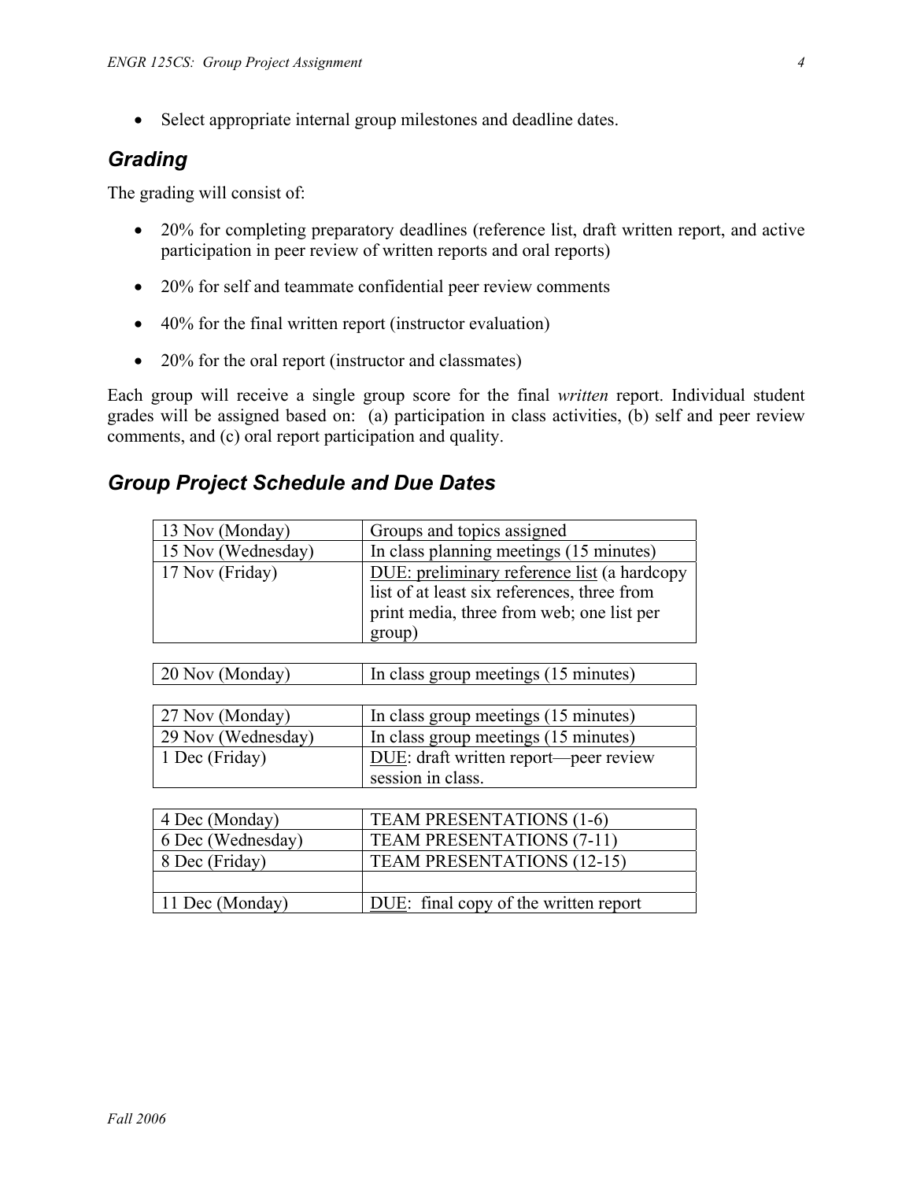- Select appropriate internal group milestones and deadline dates.

## *Grading*

The grading will consist of:

- 20% for completing preparatory deadlines (reference list, draft written report, and active participation in peer review of written reports and oral reports)
- 20% for self and teammate confidential peer review comments
- 40% for the final written report (instructor evaluation)
- 20% for the oral report (instructor and classmates)

Each group will receive a single group score for the final *written* report. Individual student grades will be assigned based on: (a) participation in class activities, (b) self and peer review comments, and (c) oral report participation and quality.

## *Group Project Schedule and Due Dates*

| Date | Activity |
|---|---|
| 13 Nov (Monday) | Groups and topics assigned |
| 15 Nov (Wednesday) | In class planning meetings (15 minutes) |
| 17 Nov (Friday) | DUE: preliminary reference list (a hardcopy list of at least six references, three from print media, three from web; one list per group) |
| 20 Nov (Monday) | In class group meetings (15 minutes) |
| 27 Nov (Monday) | In class group meetings (15 minutes) |
| 29 Nov (Wednesday) | In class group meetings (15 minutes) |
| 1 Dec (Friday) | DUE: draft written report—peer review session in class. |
| 4 Dec (Monday) | TEAM PRESENTATIONS (1-6) |
| 6 Dec (Wednesday) | TEAM PRESENTATIONS (7-11) |
| 8 Dec (Friday) | TEAM PRESENTATIONS (12-15) |
| | |
| 11 Dec (Monday) | DUE: final copy of the written report |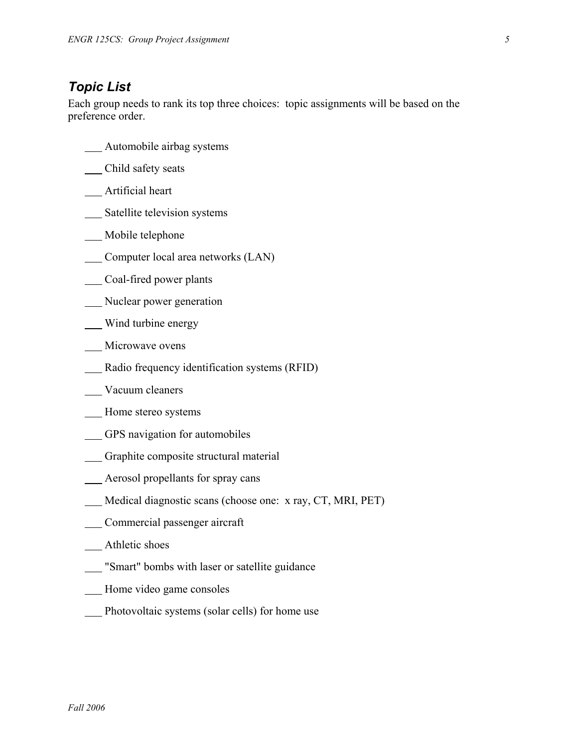## *Topic List*

Each group needs to rank its top three choices: topic assignments will be based on the preference order.

___ Automobile airbag systems

___ Child safety seats

___ Artificial heart

___ Satellite television systems

___ Mobile telephone

___ Computer local area networks (LAN)

___ Coal-fired power plants

___ Nuclear power generation

___ Wind turbine energy

___ Microwave ovens

___ Radio frequency identification systems (RFID)

___ Vacuum cleaners

___ Home stereo systems

___ GPS navigation for automobiles

___ Graphite composite structural material

___ Aerosol propellants for spray cans

___ Medical diagnostic scans (choose one: x ray, CT, MRI, PET)

___ Commercial passenger aircraft

___ Athletic shoes

___ "Smart" bombs with laser or satellite guidance

___ Home video game consoles

___ Photovoltaic systems (solar cells) for home use